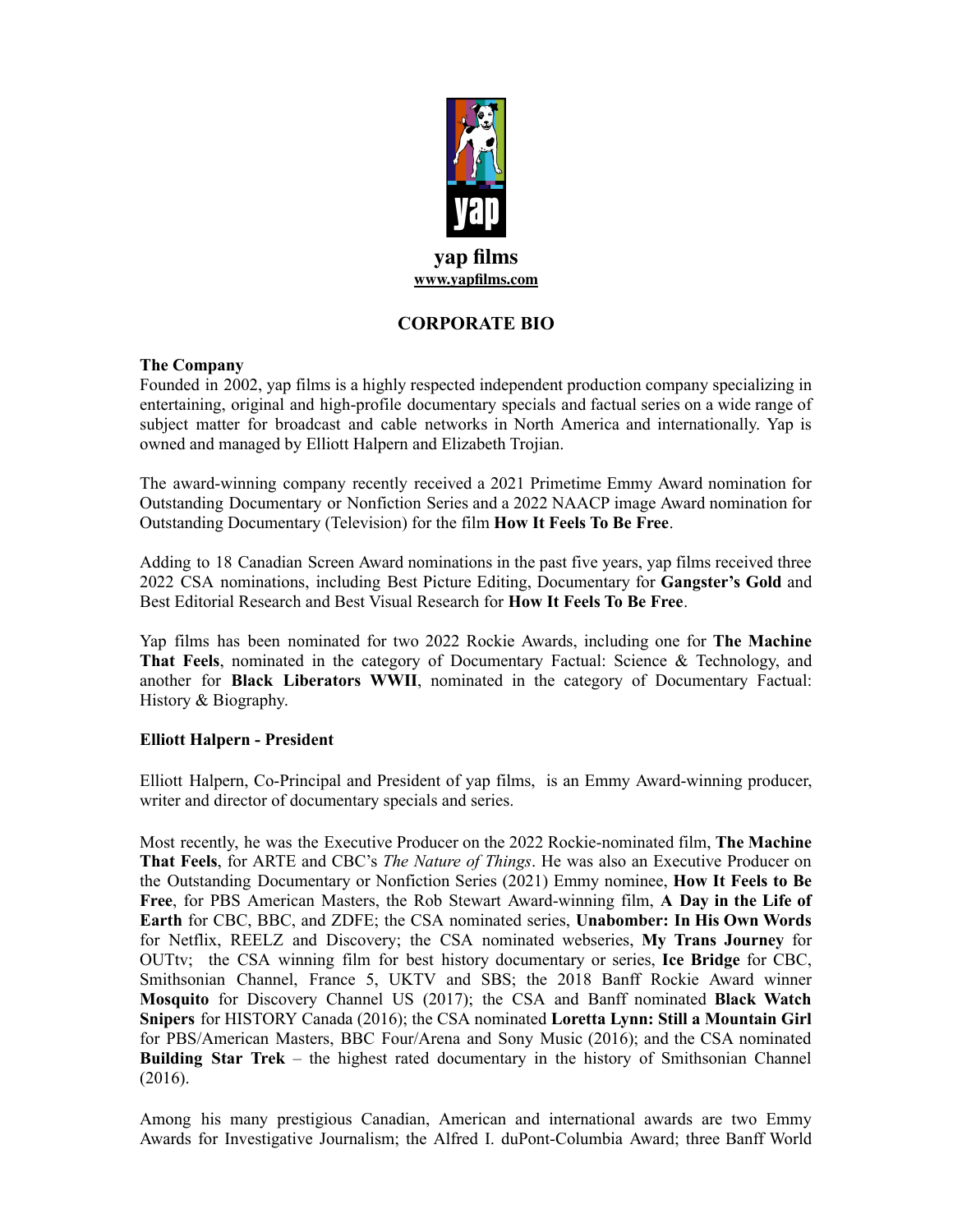**yap films**
**www.yapfilms.com**

# CORPORATE BIO

**The Company**

Founded in 2002, yap films is a highly respected independent production company specializing in entertaining, original and high-profile documentary specials and factual series on a wide range of subject matter for broadcast and cable networks in North America and internationally. Yap is owned and managed by Elliott Halpern and Elizabeth Trojian.

The award-winning company recently received a 2021 Primetime Emmy Award nomination for Outstanding Documentary or Nonfiction Series and a 2022 NAACP image Award nomination for Outstanding Documentary (Television) for the film **How It Feels To Be Free**.

Adding to 18 Canadian Screen Award nominations in the past five years, yap films received three 2022 CSA nominations, including Best Picture Editing, Documentary for **Gangster's Gold** and Best Editorial Research and Best Visual Research for **How It Feels To Be Free**.

Yap films has been nominated for two 2022 Rockie Awards, including one for **The Machine That Feels**, nominated in the category of Documentary Factual: Science & Technology, and another for **Black Liberators WWII**, nominated in the category of Documentary Factual: History & Biography.

**Elliott Halpern - President**

Elliott Halpern, Co-Principal and President of yap films, is an Emmy Award-winning producer, writer and director of documentary specials and series.

Most recently, he was the Executive Producer on the 2022 Rockie-nominated film, **The Machine That Feels**, for ARTE and CBC's *The Nature of Things*. He was also an Executive Producer on the Outstanding Documentary or Nonfiction Series (2021) Emmy nominee, **How It Feels to Be Free**, for PBS American Masters, the Rob Stewart Award-winning film, **A Day in the Life of Earth** for CBC, BBC, and ZDFE; the CSA nominated series, **Unabomber: In His Own Words** for Netflix, REELZ and Discovery; the CSA nominated webseries, **My Trans Journey** for OUTtv; the CSA winning film for best history documentary or series, **Ice Bridge** for CBC, Smithsonian Channel, France 5, UKTV and SBS; the 2018 Banff Rockie Award winner **Mosquito** for Discovery Channel US (2017); the CSA and Banff nominated **Black Watch Snipers** for HISTORY Canada (2016); the CSA nominated **Loretta Lynn: Still a Mountain Girl** for PBS/American Masters, BBC Four/Arena and Sony Music (2016); and the CSA nominated **Building Star Trek** – the highest rated documentary in the history of Smithsonian Channel (2016).

Among his many prestigious Canadian, American and international awards are two Emmy Awards for Investigative Journalism; the Alfred I. duPont-Columbia Award; three Banff World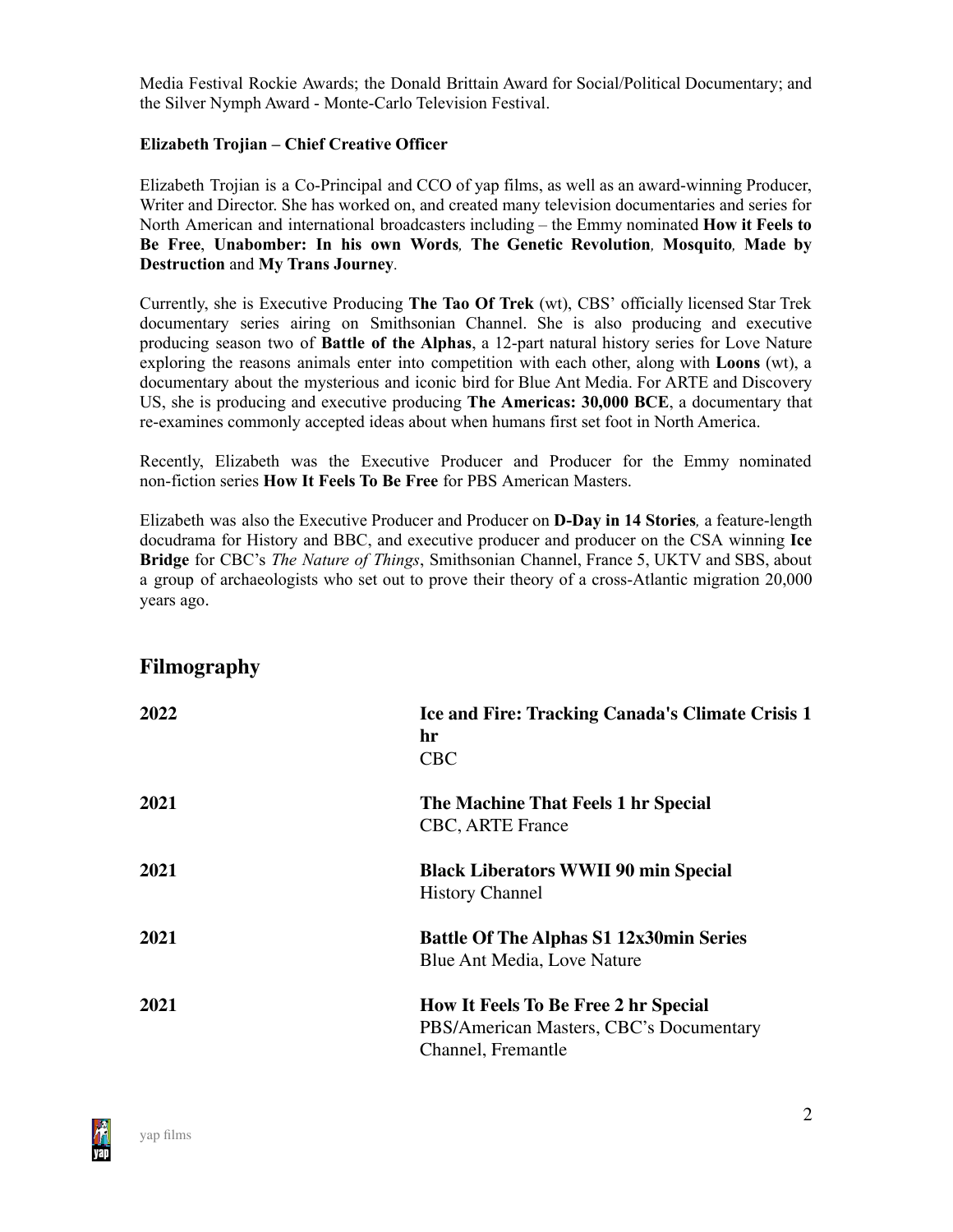Media Festival Rockie Awards; the Donald Brittain Award for Social/Political Documentary; and the Silver Nymph Award - Monte-Carlo Television Festival.

**Elizabeth Trojian – Chief Creative Officer**

Elizabeth Trojian is a Co-Principal and CCO of yap films, as well as an award-winning Producer, Writer and Director. She has worked on, and created many television documentaries and series for North American and international broadcasters including – the Emmy nominated **How it Feels to Be Free**, **Unabomber: In his own Words**, **The Genetic Revolution**, **Mosquito**, **Made by Destruction** and **My Trans Journey**.

Currently, she is Executive Producing **The Tao Of Trek** (wt), CBS' officially licensed Star Trek documentary series airing on Smithsonian Channel. She is also producing and executive producing season two of **Battle of the Alphas**, a 12-part natural history series for Love Nature exploring the reasons animals enter into competition with each other, along with **Loons** (wt), a documentary about the mysterious and iconic bird for Blue Ant Media. For ARTE and Discovery US, she is producing and executive producing **The Americas: 30,000 BCE**, a documentary that re-examines commonly accepted ideas about when humans first set foot in North America.

Recently, Elizabeth was the Executive Producer and Producer for the Emmy nominated non-fiction series **How It Feels To Be Free** for PBS American Masters.

Elizabeth was also the Executive Producer and Producer on **D-Day in 14 Stories**, a feature-length docudrama for History and BBC, and executive producer and producer on the CSA winning **Ice Bridge** for CBC's *The Nature of Things*, Smithsonian Channel, France 5, UKTV and SBS, about a group of archaeologists who set out to prove their theory of a cross-Atlantic migration 20,000 years ago.

## Filmography

**2022** — **Ice and Fire: Tracking Canada's Climate Crisis 1 hr**
CBC

**2021** — **The Machine That Feels 1 hr Special**
CBC, ARTE France

**2021** — **Black Liberators WWII 90 min Special**
History Channel

**2021** — **Battle Of The Alphas S1 12x30min Series**
Blue Ant Media, Love Nature

**2021** — **How It Feels To Be Free 2 hr Special**
PBS/American Masters, CBC's Documentary Channel, Fremantle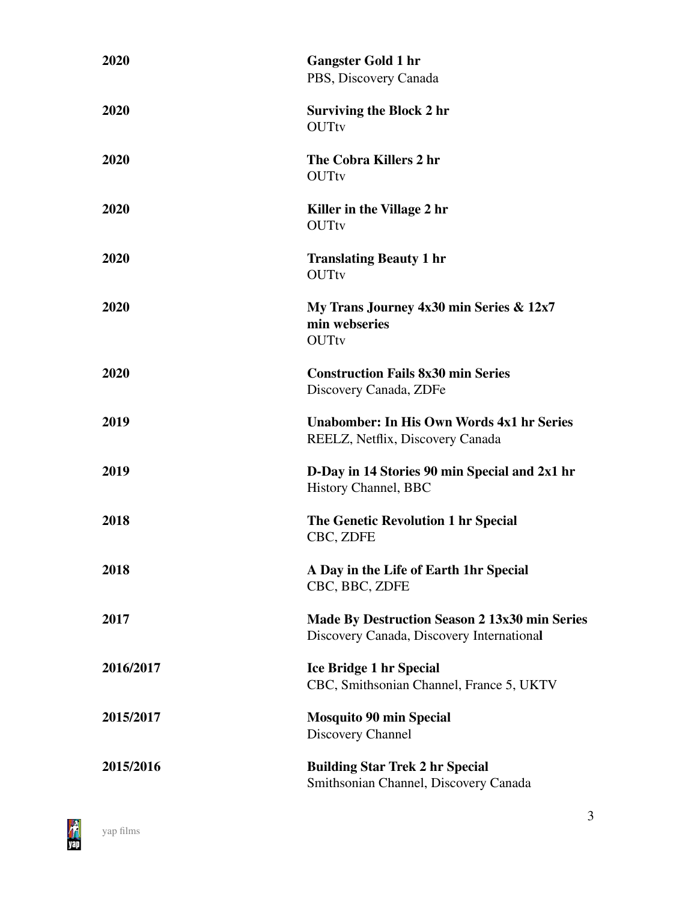**2020** **Gangster Gold 1 hr**
PBS, Discovery Canada

**2020** **Surviving the Block 2 hr**
OUTtv

**2020** **The Cobra Killers 2 hr**
OUTtv

**2020** **Killer in the Village 2 hr**
OUTtv

**2020** **Translating Beauty 1 hr**
OUTtv

**2020** **My Trans Journey 4x30 min Series & 12x7 min webseries**
OUTtv

**2020** **Construction Fails 8x30 min Series**
Discovery Canada, ZDFe

**2019** **Unabomber: In His Own Words 4x1 hr Series**
REELZ, Netflix, Discovery Canada

**2019** **D-Day in 14 Stories 90 min Special and 2x1 hr**
History Channel, BBC

**2018** **The Genetic Revolution 1 hr Special**
CBC, ZDFE

**2018** **A Day in the Life of Earth 1hr Special**
CBC, BBC, ZDFE

**2017** **Made By Destruction Season 2 13x30 min Series**
Discovery Canada, Discovery International

**2016/2017** **Ice Bridge 1 hr Special**
CBC, Smithsonian Channel, France 5, UKTV

**2015/2017** **Mosquito 90 min Special**
Discovery Channel

**2015/2016** **Building Star Trek 2 hr Special**
Smithsonian Channel, Discovery Canada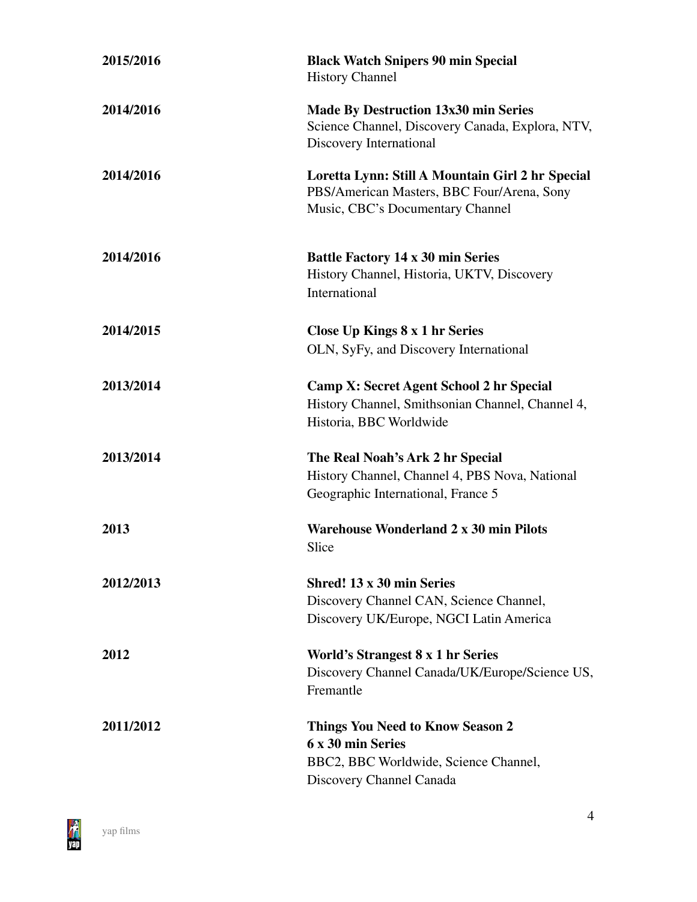**2015/2016**

**Black Watch Snipers 90 min Special**
History Channel

**2014/2016**

**Made By Destruction 13x30 min Series**
Science Channel, Discovery Canada, Explora, NTV, Discovery International

**2014/2016**

**Loretta Lynn: Still A Mountain Girl 2 hr Special**
PBS/American Masters, BBC Four/Arena, Sony Music, CBC's Documentary Channel

**2014/2016**

**Battle Factory 14 x 30 min Series**
History Channel, Historia, UKTV, Discovery International

**2014/2015**

**Close Up Kings 8 x 1 hr Series**
OLN, SyFy, and Discovery International

**2013/2014**

**Camp X: Secret Agent School 2 hr Special**
History Channel, Smithsonian Channel, Channel 4, Historia, BBC Worldwide

**2013/2014**

**The Real Noah's Ark 2 hr Special**
History Channel, Channel 4, PBS Nova, National Geographic International, France 5

**2013**

**Warehouse Wonderland 2 x 30 min Pilots**
Slice

**2012/2013**

**Shred! 13 x 30 min Series**
Discovery Channel CAN, Science Channel, Discovery UK/Europe, NGCI Latin America

**2012**

**World's Strangest 8 x 1 hr Series**
Discovery Channel Canada/UK/Europe/Science US, Fremantle

**2011/2012**

**Things You Need to Know Season 2**
**6 x 30 min Series**
BBC2, BBC Worldwide, Science Channel, Discovery Channel Canada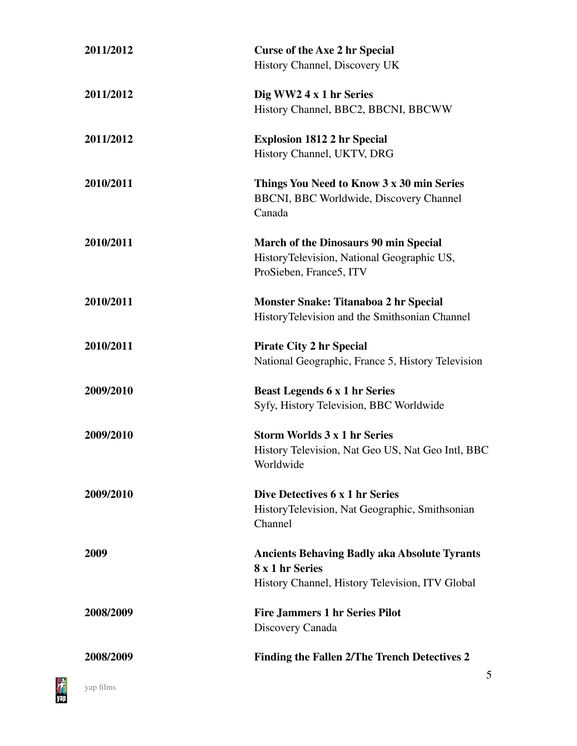| | |
|---|---|
| **2011/2012** | **Curse of the Axe 2 hr Special**<br>History Channel, Discovery UK |
| **2011/2012** | **Dig WW2 4 x 1 hr Series**<br>History Channel, BBC2, BBCNI, BBCWW |
| **2011/2012** | **Explosion 1812 2 hr Special**<br>History Channel, UKTV, DRG |
| **2010/2011** | **Things You Need to Know 3 x 30 min Series**<br>BBCNI, BBC Worldwide, Discovery Channel Canada |
| **2010/2011** | **March of the Dinosaurs 90 min Special**<br>HistoryTelevision, National Geographic US, ProSieben, France5, ITV |
| **2010/2011** | **Monster Snake: Titanaboa 2 hr Special**<br>HistoryTelevision and the Smithsonian Channel |
| **2010/2011** | **Pirate City 2 hr Special**<br>National Geographic, France 5, History Television |
| **2009/2010** | **Beast Legends 6 x 1 hr Series**<br>Syfy, History Television, BBC Worldwide |
| **2009/2010** | **Storm Worlds 3 x 1 hr Series**<br>History Television, Nat Geo US, Nat Geo Intl, BBC Worldwide |
| **2009/2010** | **Dive Detectives 6 x 1 hr Series**<br>HistoryTelevision, Nat Geographic, Smithsonian Channel |
| **2009** | **Ancients Behaving Badly aka Absolute Tyrants 8 x 1 hr Series**<br>History Channel, History Television, ITV Global |
| **2008/2009** | **Fire Jammers 1 hr Series Pilot**<br>Discovery Canada |
| **2008/2009** | **Finding the Fallen 2/The Trench Detectives 2** |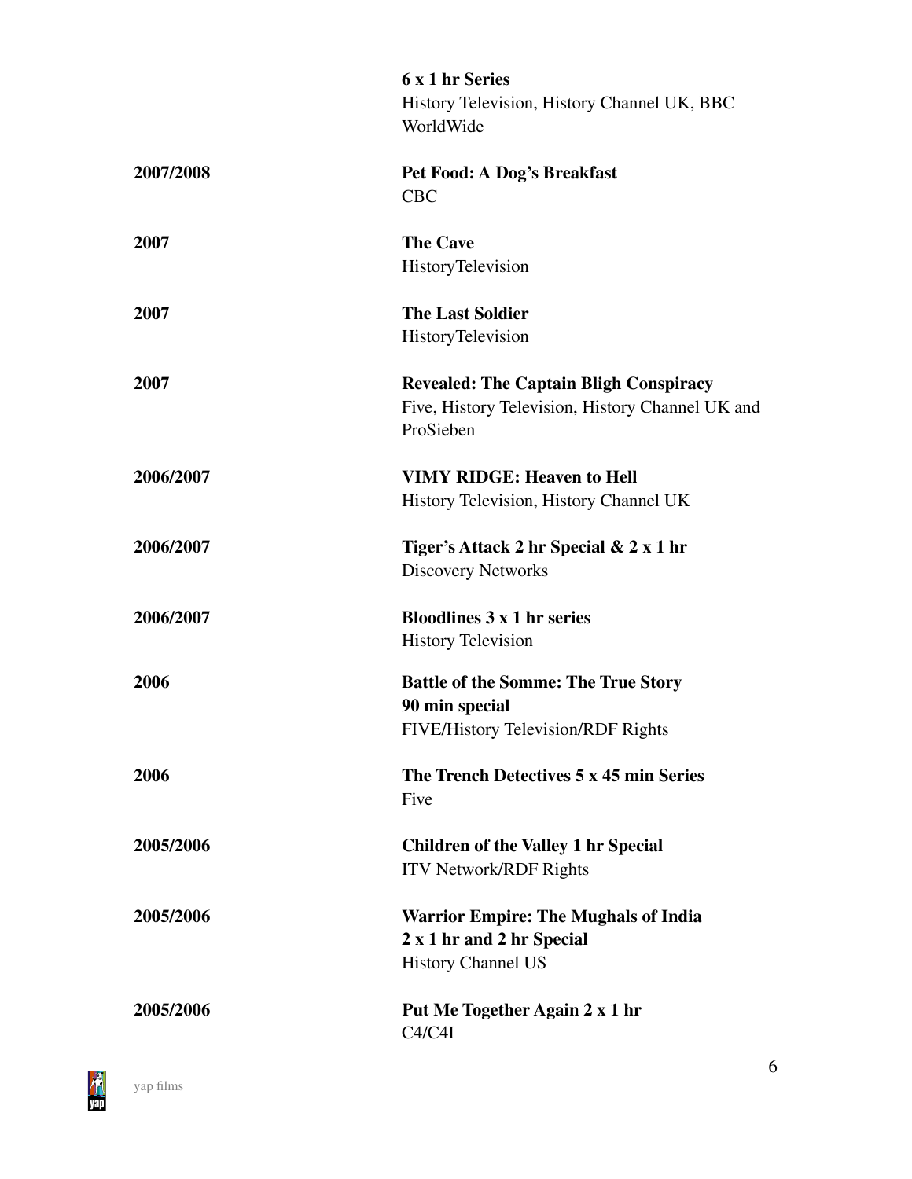**6 x 1 hr Series**
History Television, History Channel UK, BBC WorldWide

| | |
|---|---|
| **2007/2008** | **Pet Food: A Dog's Breakfast**<br>CBC |
| **2007** | **The Cave**<br>HistoryTelevision |
| **2007** | **The Last Soldier**<br>HistoryTelevision |
| **2007** | **Revealed: The Captain Bligh Conspiracy**<br>Five, History Television, History Channel UK and ProSieben |
| **2006/2007** | **VIMY RIDGE: Heaven to Hell**<br>History Television, History Channel UK |
| **2006/2007** | **Tiger's Attack 2 hr Special & 2 x 1 hr**<br>Discovery Networks |
| **2006/2007** | **Bloodlines 3 x 1 hr series**<br>History Television |
| **2006** | **Battle of the Somme: The True Story**<br>**90 min special**<br>FIVE/History Television/RDF Rights |
| **2006** | **The Trench Detectives 5 x 45 min Series**<br>Five |
| **2005/2006** | **Children of the Valley 1 hr Special**<br>ITV Network/RDF Rights |
| **2005/2006** | **Warrior Empire: The Mughals of India**<br>**2 x 1 hr and 2 hr Special**<br>History Channel US |
| **2005/2006** | **Put Me Together Again 2 x 1 hr**<br>C4/C4I |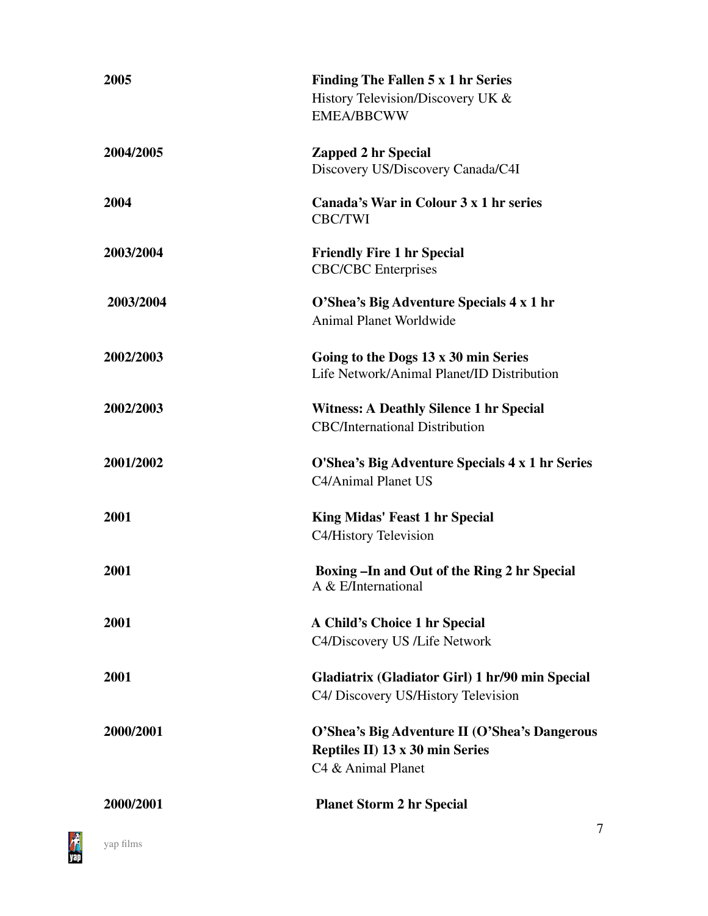| | |
|---|---|
| **2005** | **Finding The Fallen 5 x 1 hr Series**<br>History Television/Discovery UK & EMEA/BBCWW |
| **2004/2005** | **Zapped 2 hr Special**<br>Discovery US/Discovery Canada/C4I |
| **2004** | **Canada's War in Colour 3 x 1 hr series**<br>CBC/TWI |
| **2003/2004** | **Friendly Fire 1 hr Special**<br>CBC/CBC Enterprises |
| **2003/2004** | **O'Shea's Big Adventure Specials 4 x 1 hr**<br>Animal Planet Worldwide |
| **2002/2003** | **Going to the Dogs 13 x 30 min Series**<br>Life Network/Animal Planet/ID Distribution |
| **2002/2003** | **Witness: A Deathly Silence 1 hr Special**<br>CBC/International Distribution |
| **2001/2002** | **O'Shea's Big Adventure Specials 4 x 1 hr Series**<br>C4/Animal Planet US |
| **2001** | **King Midas' Feast 1 hr Special**<br>C4/History Television |
| **2001** | **Boxing –In and Out of the Ring 2 hr Special**<br>A & E/International |
| **2001** | **A Child's Choice 1 hr Special**<br>C4/Discovery US /Life Network |
| **2001** | **Gladiatrix (Gladiator Girl) 1 hr/90 min Special**<br>C4/ Discovery US/History Television |
| **2000/2001** | **O'Shea's Big Adventure II (O'Shea's Dangerous Reptiles II) 13 x 30 min Series**<br>C4 & Animal Planet |
| **2000/2001** | **Planet Storm 2 hr Special** |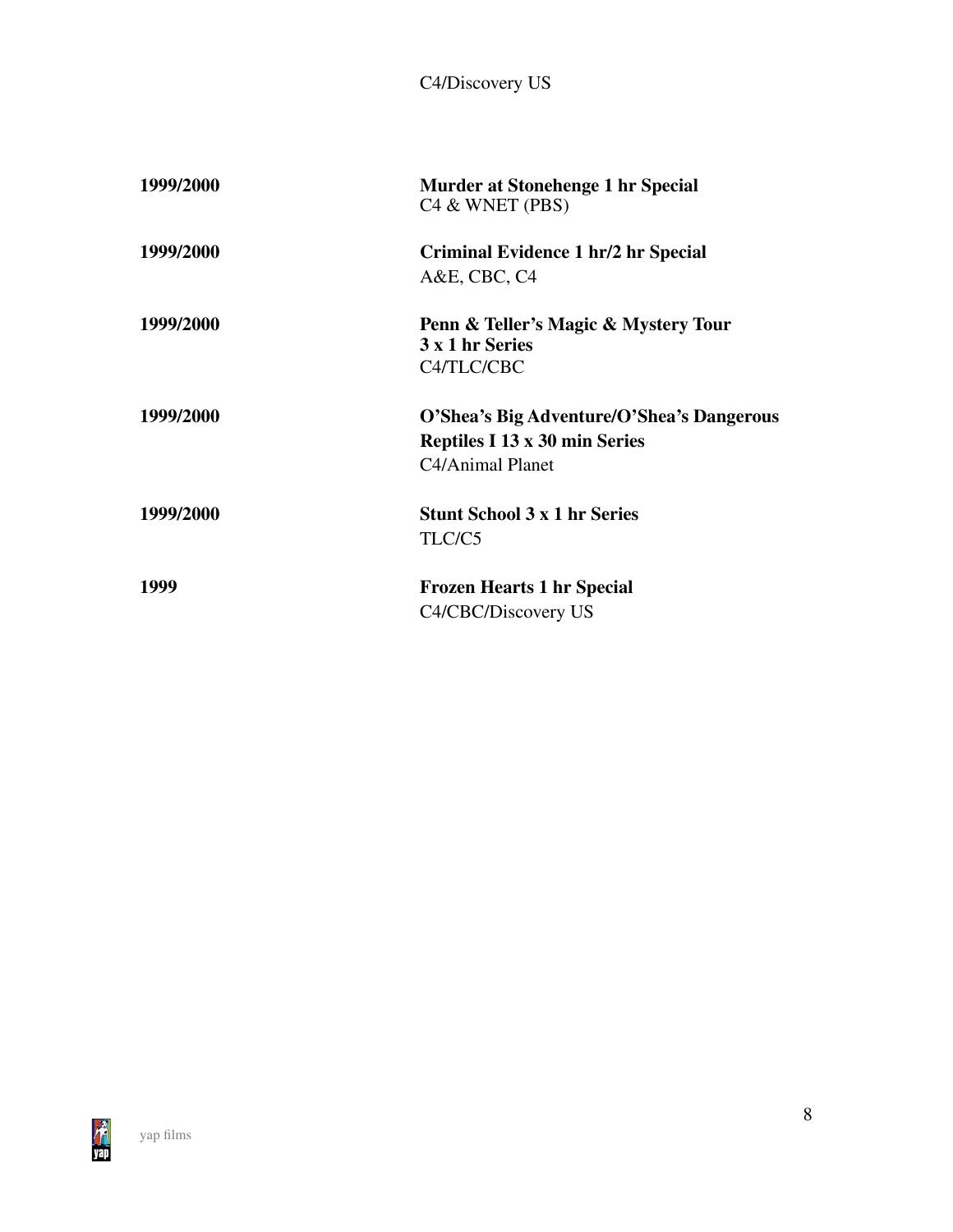C4/Discovery US

| | |
|---|---|
| **1999/2000** | **Murder at Stonehenge 1 hr Special**<br>C4 & WNET (PBS) |
| **1999/2000** | **Criminal Evidence 1 hr/2 hr Special**<br>A&E, CBC, C4 |
| **1999/2000** | **Penn & Teller's Magic & Mystery Tour 3 x 1 hr Series**<br>C4/TLC/CBC |
| **1999/2000** | **O'Shea's Big Adventure/O'Shea's Dangerous Reptiles I 13 x 30 min Series**<br>C4/Animal Planet |
| **1999/2000** | **Stunt School 3 x 1 hr Series**<br>TLC/C5 |
| **1999** | **Frozen Hearts 1 hr Special**<br>C4/CBC/Discovery US |